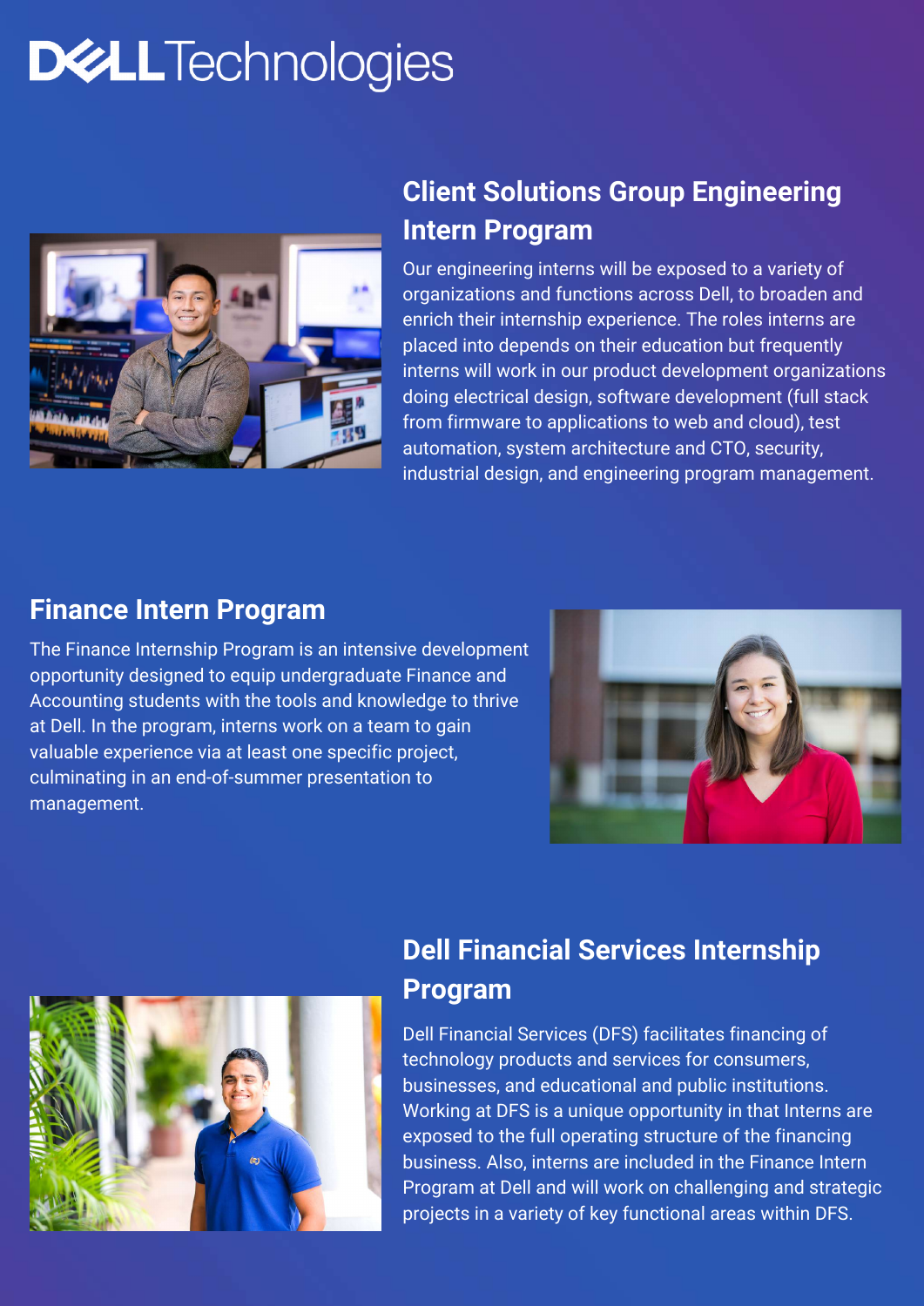# Dell Technologies

## Client Solutions Group Engineering Intern Program

Our engineering interns will be exposed to a variety of organizations and functions across Dell, to broaden and enrich their internship experience. The roles interns are placed into depends on their education but frequently interns will work in our product development organizations doing electrical design, software development (full stack from firmware to applications to web and cloud), test automation, system architecture and CTO, security, industrial design, and engineering program management.

## Finance Intern Program

The Finance Internship Program is an intensive development opportunity designed to equip undergraduate Finance and Accounting students with the tools and knowledge to thrive at Dell. In the program, interns work on a team to gain valuable experience via at least one specific project, culminating in an end-of-summer presentation to management.

## Dell Financial Services Internship Program

Dell Financial Services (DFS) facilitates financing of technology products and services for consumers, businesses, and educational and public institutions. Working at DFS is a unique opportunity in that Interns are exposed to the full operating structure of the financing business. Also, interns are included in the Finance Intern Program at Dell and will work on challenging and strategic projects in a variety of key functional areas within DFS.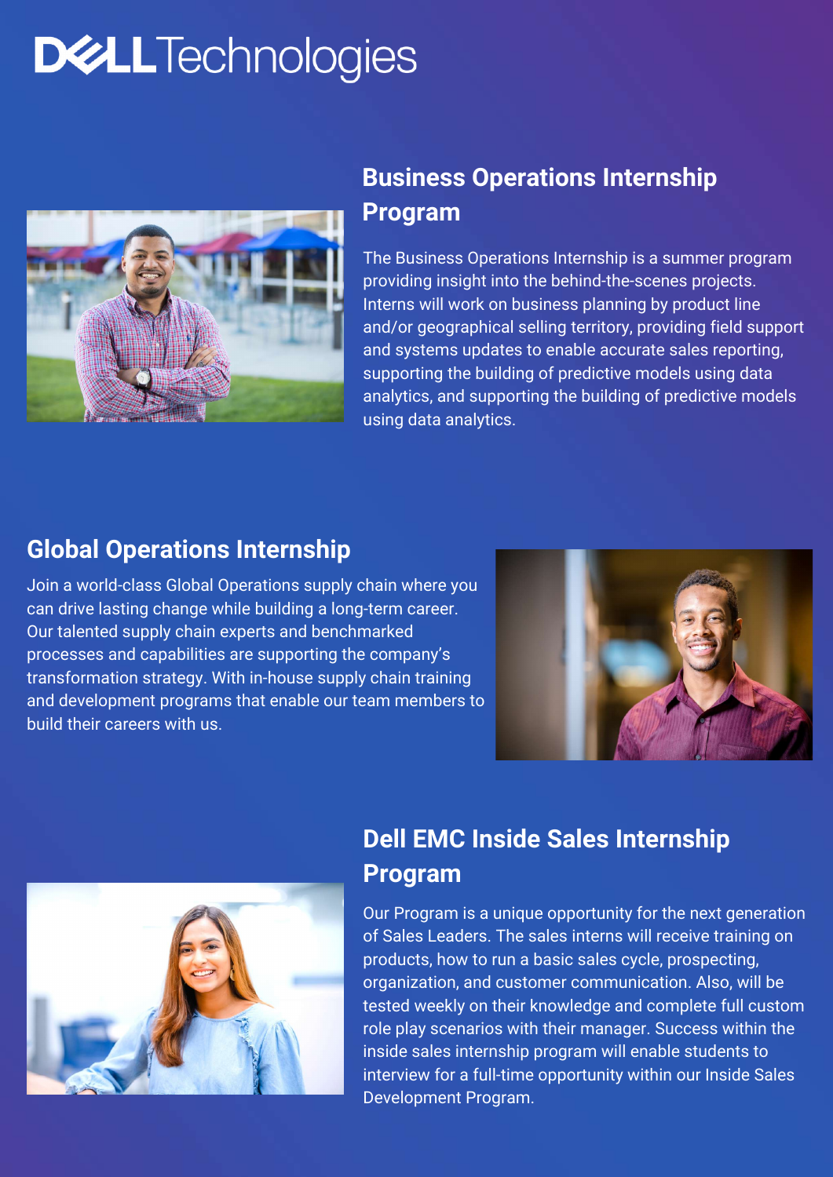DELL Technologies

## Business Operations Internship Program

The Business Operations Internship is a summer program providing insight into the behind-the-scenes projects. Interns will work on business planning by product line and/or geographical selling territory, providing field support and systems updates to enable accurate sales reporting, supporting the building of predictive models using data analytics, and supporting the building of predictive models using data analytics.

## Global Operations Internship

Join a world-class Global Operations supply chain where you can drive lasting change while building a long-term career. Our talented supply chain experts and benchmarked processes and capabilities are supporting the company's transformation strategy. With in-house supply chain training and development programs that enable our team members to build their careers with us.

## Dell EMC Inside Sales Internship Program

Our Program is a unique opportunity for the next generation of Sales Leaders. The sales interns will receive training on products, how to run a basic sales cycle, prospecting, organization, and customer communication. Also, will be tested weekly on their knowledge and complete full custom role play scenarios with their manager. Success within the inside sales internship program will enable students to interview for a full-time opportunity within our Inside Sales Development Program.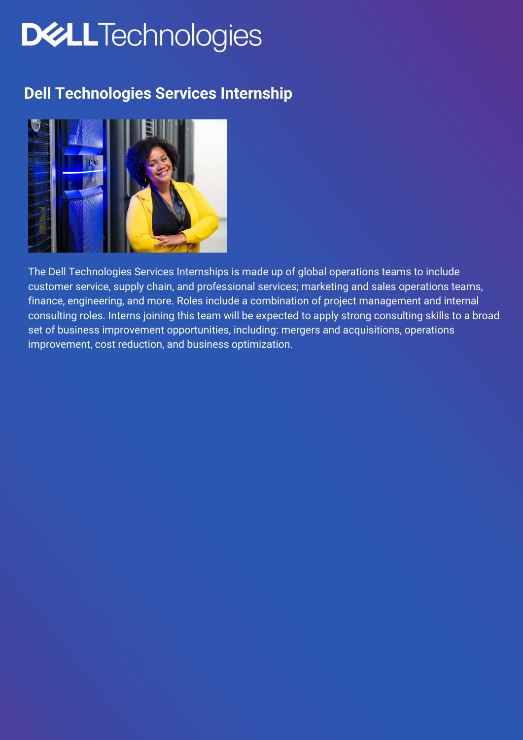# Dell Technologies Services Internship

The Dell Technologies Services Internships is made up of global operations teams to include customer service, supply chain, and professional services; marketing and sales operations teams, finance, engineering, and more. Roles include a combination of project management and internal consulting roles. Interns joining this team will be expected to apply strong consulting skills to a broad set of business improvement opportunities, including: mergers and acquisitions, operations improvement, cost reduction, and business optimization.